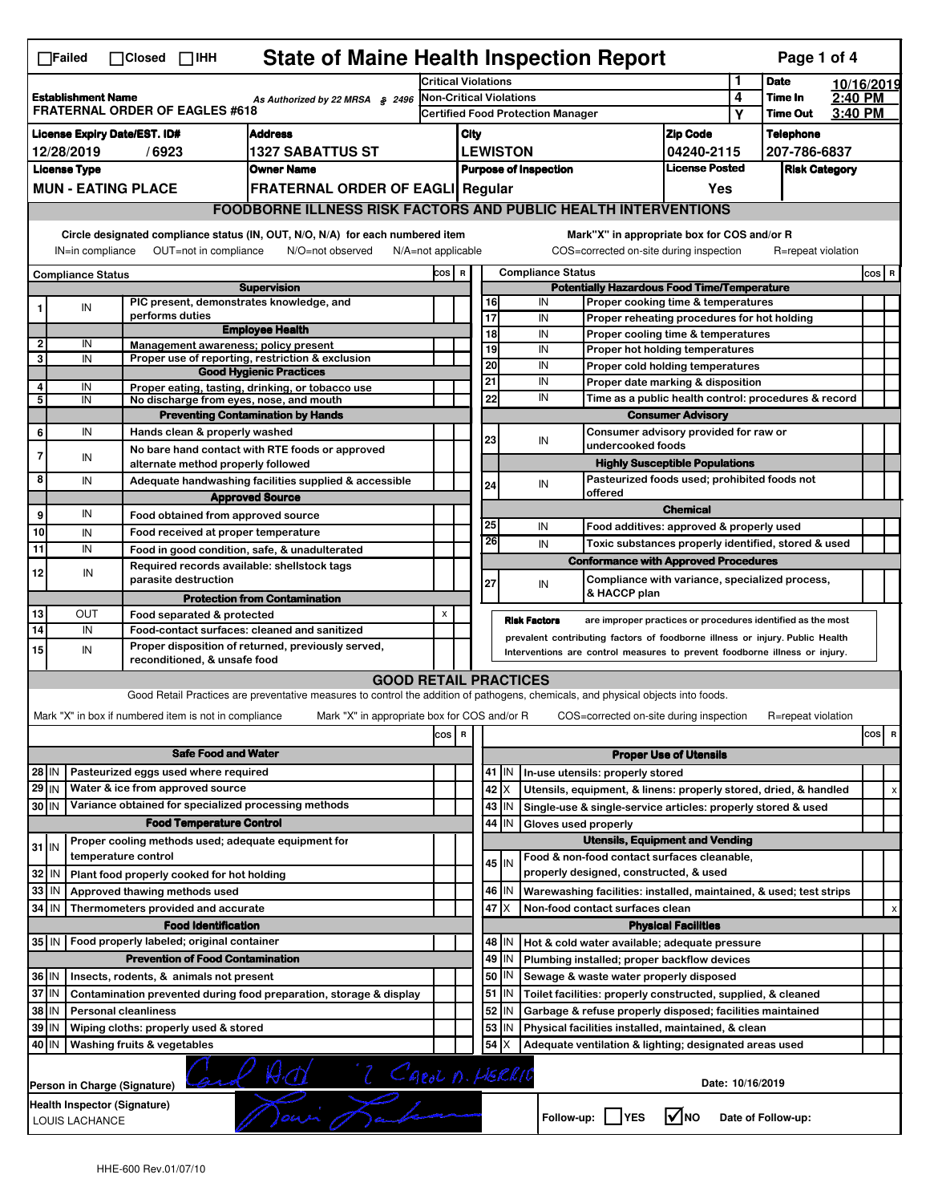# State of Maine Health Inspection Report

☐Failed ☐Closed ☐IHH

| Establishment Name | As Authorized by 22 MRSA § 2496 | | | |
|---|---|---|---|---|
| FRATERNAL ORDER OF EAGLES #618 | | Critical Violations | 1 | Date 10/16/2019 |
| | | Non-Critical Violations | 4 | Time In 2:40 PM |
| | | Certified Food Protection Manager | Y | Time Out 3:40 PM |

| License Expiry Date/EST. ID# | Address | City | Zip Code | Telephone |
|---|---|---|---|---|
| 12/28/2019 / 6923 | 1327 SABATTUS ST | LEWISTON | 04240-2115 | 207-786-6837 |

| License Type | Owner Name | Purpose of Inspection | License Posted | Risk Category |
|---|---|---|---|---|
| MUN - EATING PLACE | FRATERNAL ORDER OF EAGLI | Regular | Yes | |

## FOODBORNE ILLNESS RISK FACTORS AND PUBLIC HEALTH INTERVENTIONS

Circle designated compliance status (IN, OUT, N/O, N/A) for each numbered item
IN=in compliance OUT=not in compliance N/O=not observed N/A=not applicable

Mark"X" in appropriate box for COS and/or R
COS=corrected on-site during inspection R=repeat violation

| # | Compliance Status | | COS | R |
|---|---|---|---|---|
| | | **Supervision** | | |
| 1 | IN | PIC present, demonstrates knowledge, and performs duties | | |
| | | **Employee Health** | | |
| 2 | IN | Management awareness; policy present | | |
| 3 | IN | Proper use of reporting, restriction & exclusion | | |
| | | **Good Hygienic Practices** | | |
| 4 | IN | Proper eating, tasting, drinking, or tobacco use | | |
| 5 | IN | No discharge from eyes, nose, and mouth | | |
| | | **Preventing Contamination by Hands** | | |
| 6 | IN | Hands clean & properly washed | | |
| 7 | IN | No bare hand contact with RTE foods or approved alternate method properly followed | | |
| 8 | IN | Adequate handwashing facilities supplied & accessible | | |
| | | **Approved Source** | | |
| 9 | IN | Food obtained from approved source | | |
| 10 | IN | Food received at proper temperature | | |
| 11 | IN | Food in good condition, safe, & unadulterated | | |
| 12 | IN | Required records available: shellstock tags parasite destruction | | |
| | | **Protection from Contamination** | | |
| 13 | OUT | Food separated & protected | X | |
| 14 | IN | Food-contact surfaces: cleaned and sanitized | | |
| 15 | IN | Proper disposition of returned, previously served, reconditioned, & unsafe food | | |

| # | Compliance Status | | COS | R |
|---|---|---|---|---|
| | | **Potentially Hazardous Food Time/Temperature** | | |
| 16 | IN | Proper cooking time & temperatures | | |
| 17 | IN | Proper reheating procedures for hot holding | | |
| 18 | IN | Proper cooling time & temperatures | | |
| 19 | IN | Proper hot holding temperatures | | |
| 20 | IN | Proper cold holding temperatures | | |
| 21 | IN | Proper date marking & disposition | | |
| 22 | IN | Time as a public health control: procedures & record | | |
| | | **Consumer Advisory** | | |
| 23 | IN | Consumer advisory provided for raw or undercooked foods | | |
| | | **Highly Susceptible Populations** | | |
| 24 | IN | Pasteurized foods used; prohibited foods not offered | | |
| | | **Chemical** | | |
| 25 | IN | Food additives: approved & properly used | | |
| 26 | IN | Toxic substances properly identified, stored & used | | |
| | | **Conformance with Approved Procedures** | | |
| 27 | IN | Compliance with variance, specialized process, & HACCP plan | | |

**Risk Factors** are improper practices or procedures identified as the most prevalent contributing factors of foodborne illness or injury. Public Health Interventions are control measures to prevent foodborne illness or injury.

## GOOD RETAIL PRACTICES

Good Retail Practices are preventative measures to control the addition of pathogens, chemicals, and physical objects into foods.

Mark "X" in box if numbered item is not in compliance Mark "X" in appropriate box for COS and/or R COS=corrected on-site during inspection R=repeat violation

| # | | | COS | R |
|---|---|---|---|---|
| | | **Safe Food and Water** | | |
| 28 | IN | Pasteurized eggs used where required | | |
| 29 | IN | Water & ice from approved source | | |
| 30 | IN | Variance obtained for specialized processing methods | | |
| | | **Food Temperature Control** | | |
| 31 | IN | Proper cooling methods used; adequate equipment for temperature control | | |
| 32 | IN | Plant food properly cooked for hot holding | | |
| 33 | IN | Approved thawing methods used | | |
| 34 | IN | Thermometers provided and accurate | | |
| | | **Food Identification** | | |
| 35 | IN | Food properly labeled; original container | | |
| | | **Prevention of Food Contamination** | | |
| 36 | IN | Insects, rodents, & animals not present | | |
| 37 | IN | Contamination prevented during food preparation, storage & display | | |
| 38 | IN | Personal cleanliness | | |
| 39 | IN | Wiping cloths: properly used & stored | | |
| 40 | IN | Washing fruits & vegetables | | |

| # | | | COS | R |
|---|---|---|---|---|
| | | **Proper Use of Utensils** | | |
| 41 | IN | In-use utensils: properly stored | | |
| 42 | X | Utensils, equipment, & linens: properly stored, dried, & handled | | X |
| 43 | IN | Single-use & single-service articles: properly stored & used | | |
| 44 | IN | Gloves used properly | | |
| | | **Utensils, Equipment and Vending** | | |
| 45 | IN | Food & non-food contact surfaces cleanable, properly designed, constructed, & used | | |
| 46 | IN | Warewashing facilities: installed, maintained, & used; test strips | | |
| 47 | X | Non-food contact surfaces clean | | X |
| | | **Physical Facilities** | | |
| 48 | IN | Hot & cold water available; adequate pressure | | |
| 49 | IN | Plumbing installed; proper backflow devices | | |
| 50 | IN | Sewage & waste water properly disposed | | |
| 51 | IN | Toilet facilities: properly constructed, supplied, & cleaned | | |
| 52 | IN | Garbage & refuse properly disposed; facilities maintained | | |
| 53 | IN | Physical facilities installed, maintained, & clean | | |
| 54 | X | Adequate ventilation & lighting; designated areas used | | |

Person in Charge (Signature): Carol A. Herrick Date: 10/16/2019

Health Inspector (Signature): LOUIS LACHANCE

Follow-up: ☐YES ☑NO Date of Follow-up:

HHE-600 Rev.01/07/10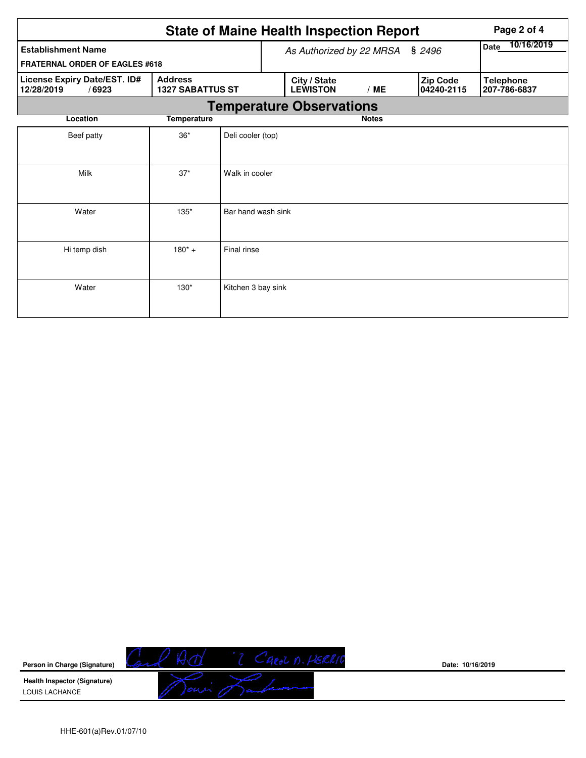# State of Maine Health Inspection Report

| Establishment Name | As Authorized by 22 MRSA § 2496 | Date 10/16/2019 |
|---|---|---|
| FRATERNAL ORDER OF EAGLES #618 | | |

| License Expiry Date/EST. ID# | Address | City / State | Zip Code | Telephone |
|---|---|---|---|---|
| 12/28/2019 / 6923 | 1327 SABATTUS ST | LEWISTON / ME | 04240-2115 | 207-786-6837 |

## Temperature Observations

| Location | Temperature | Notes |
|---|---|---|
| Beef patty | 36* | Deli cooler (top) |
| Milk | 37* | Walk in cooler |
| Water | 135* | Bar hand wash sink |
| Hi temp dish | 180* + | Final rinse |
| Water | 130* | Kitchen 3 bay sink |

**Person in Charge (Signature)** CAROL A. HERRIC

**Date:** 10/16/2019

**Health Inspector (Signature)**
LOUIS LACHANCE

HHE-601(a)Rev.01/07/10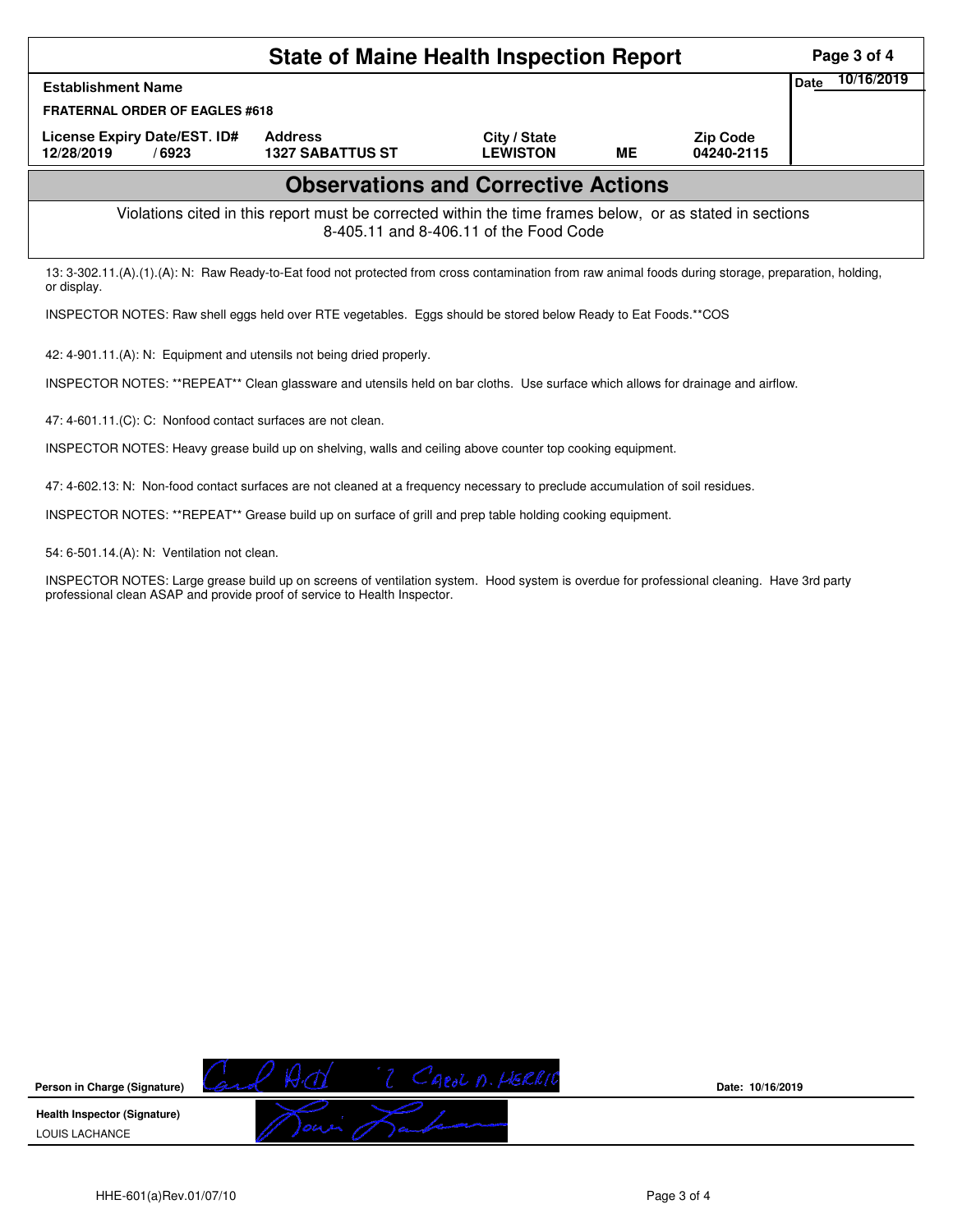# State of Maine Health Inspection Report

| Establishment Name | | | | | Date 10/16/2019 |
|---|---|---|---|---|---|
| FRATERNAL ORDER OF EAGLES #618 | | | | | |
| License Expiry Date/EST. ID# | Address | City / State | | Zip Code | |
| 12/28/2019 / 6923 | 1327 SABATTUS ST | LEWISTON | ME | 04240-2115 | |

## Observations and Corrective Actions

Violations cited in this report must be corrected within the time frames below, or as stated in sections 8-405.11 and 8-406.11 of the Food Code

13: 3-302.11.(A).(1).(A): N: Raw Ready-to-Eat food not protected from cross contamination from raw animal foods during storage, preparation, holding, or display.

INSPECTOR NOTES: Raw shell eggs held over RTE vegetables. Eggs should be stored below Ready to Eat Foods.**COS

42: 4-901.11.(A): N: Equipment and utensils not being dried properly.

INSPECTOR NOTES: **REPEAT** Clean glassware and utensils held on bar cloths. Use surface which allows for drainage and airflow.

47: 4-601.11.(C): C: Nonfood contact surfaces are not clean.

INSPECTOR NOTES: Heavy grease build up on shelving, walls and ceiling above counter top cooking equipment.

47: 4-602.13: N: Non-food contact surfaces are not cleaned at a frequency necessary to preclude accumulation of soil residues.

INSPECTOR NOTES: **REPEAT** Grease build up on surface of grill and prep table holding cooking equipment.

54: 6-501.14.(A): N: Ventilation not clean.

INSPECTOR NOTES: Large grease build up on screens of ventilation system. Hood system is overdue for professional cleaning. Have 3rd party professional clean ASAP and provide proof of service to Health Inspector.

| | | |
|---|---|---|
| Person in Charge (Signature) | Carol A.A. / Carol A. Herric | Date: 10/16/2019 |
| Health Inspector (Signature) LOUIS LACHANCE | Louis Lachance | |

HHE-601(a)Rev.01/07/10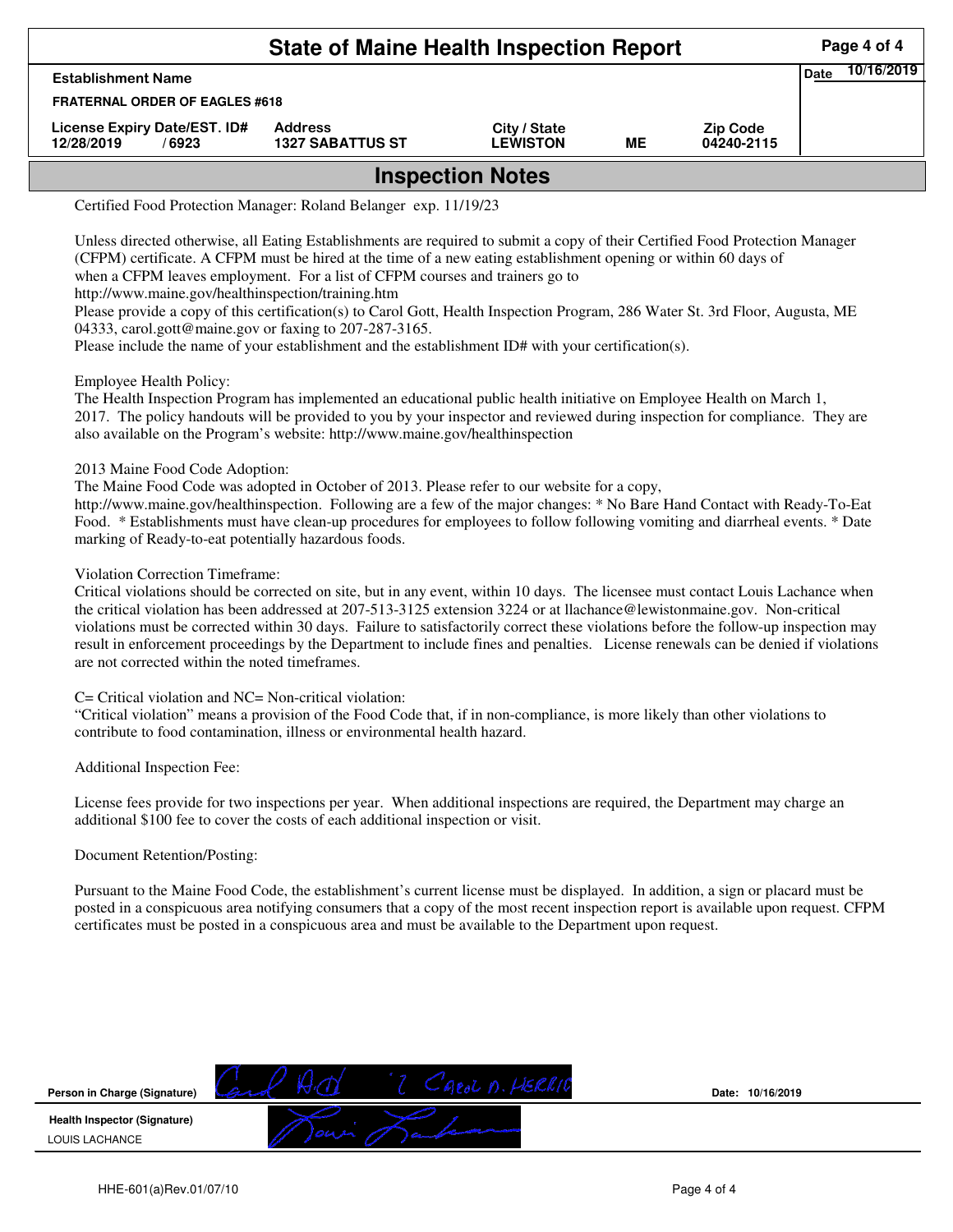# State of Maine Health Inspection Report

| Establishment Name | | | | | Date 10/16/2019 |
|---|---|---|---|---|---|
| FRATERNAL ORDER OF EAGLES #618 | | | | | |
| License Expiry Date/EST. ID# | Address | City / State | | Zip Code | |
| 12/28/2019 / 6923 | 1327 SABATTUS ST | LEWISTON | ME | 04240-2115 | |

## Inspection Notes

Certified Food Protection Manager: Roland Belanger exp. 11/19/23

Unless directed otherwise, all Eating Establishments are required to submit a copy of their Certified Food Protection Manager (CFPM) certificate. A CFPM must be hired at the time of a new eating establishment opening or within 60 days of when a CFPM leaves employment. For a list of CFPM courses and trainers go to http://www.maine.gov/healthinspection/training.htm
Please provide a copy of this certification(s) to Carol Gott, Health Inspection Program, 286 Water St. 3rd Floor, Augusta, ME 04333, carol.gott@maine.gov or faxing to 207-287-3165.
Please include the name of your establishment and the establishment ID# with your certification(s).

Employee Health Policy:
The Health Inspection Program has implemented an educational public health initiative on Employee Health on March 1, 2017. The policy handouts will be provided to you by your inspector and reviewed during inspection for compliance. They are also available on the Program's website: http://www.maine.gov/healthinspection

2013 Maine Food Code Adoption:
The Maine Food Code was adopted in October of 2013. Please refer to our website for a copy, http://www.maine.gov/healthinspection. Following are a few of the major changes: * No Bare Hand Contact with Ready-To-Eat Food. * Establishments must have clean-up procedures for employees to follow following vomiting and diarrheal events. * Date marking of Ready-to-eat potentially hazardous foods.

Violation Correction Timeframe:
Critical violations should be corrected on site, but in any event, within 10 days. The licensee must contact Louis Lachance when the critical violation has been addressed at 207-513-3125 extension 3224 or at llachance@lewistonmaine.gov. Non-critical violations must be corrected within 30 days. Failure to satisfactorily correct these violations before the follow-up inspection may result in enforcement proceedings by the Department to include fines and penalties. License renewals can be denied if violations are not corrected within the noted timeframes.

C= Critical violation and NC= Non-critical violation:
"Critical violation" means a provision of the Food Code that, if in non-compliance, is more likely than other violations to contribute to food contamination, illness or environmental health hazard.

Additional Inspection Fee:

License fees provide for two inspections per year. When additional inspections are required, the Department may charge an additional $100 fee to cover the costs of each additional inspection or visit.

Document Retention/Posting:

Pursuant to the Maine Food Code, the establishment's current license must be displayed. In addition, a sign or placard must be posted in a conspicuous area notifying consumers that a copy of the most recent inspection report is available upon request. CFPM certificates must be posted in a conspicuous area and must be available to the Department upon request.

| | | |
|---|---|---|
| Person in Charge (Signature) | Carol A. Herrick / Carol A. Herrick | Date: 10/16/2019 |
| Health Inspector (Signature) LOUIS LACHANCE | Louis Lachance | |

HHE-601(a)Rev.01/07/10